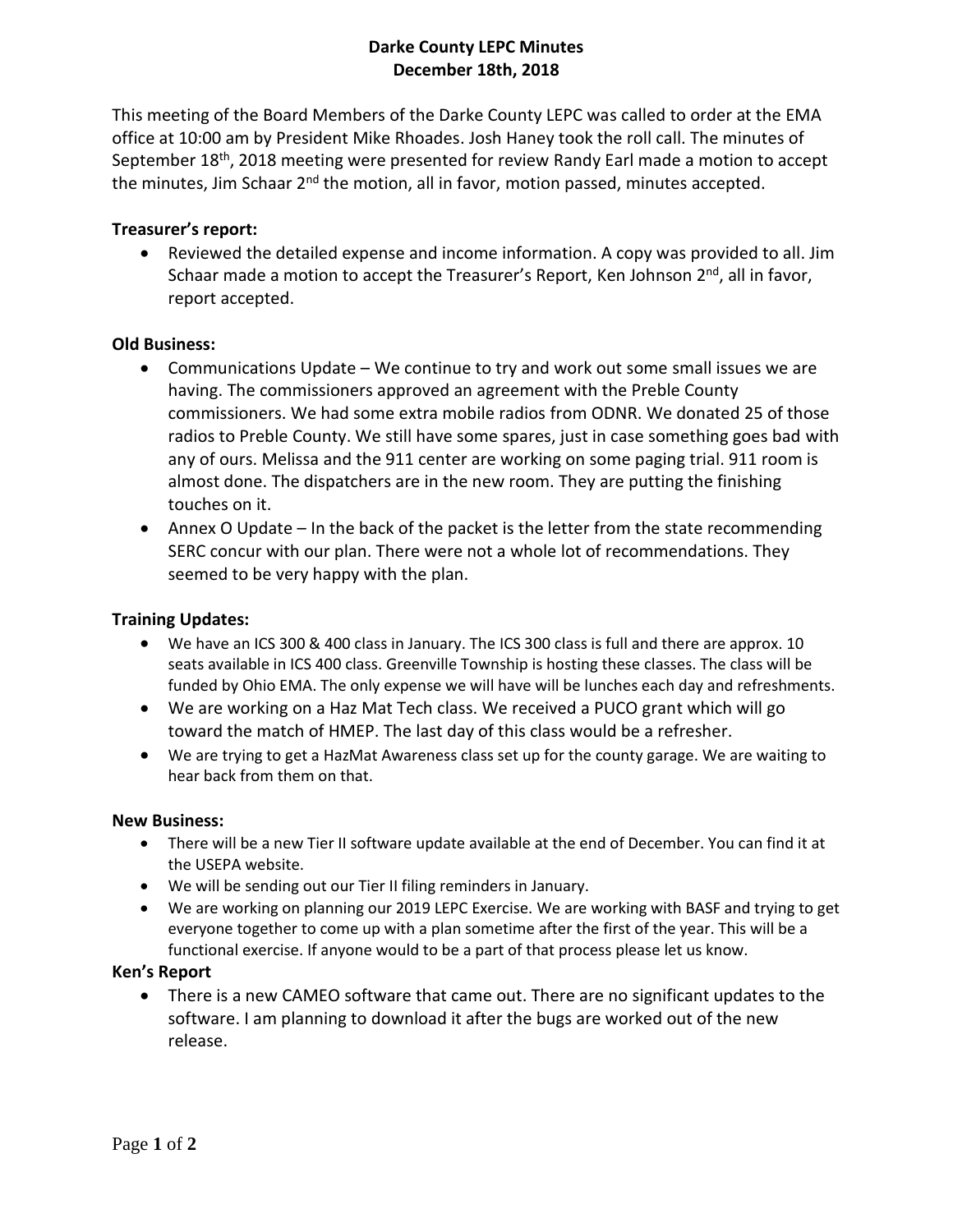# Darke County LEPC Minutes
## December 18th, 2018

This meeting of the Board Members of the Darke County LEPC was called to order at the EMA office at 10:00 am by President Mike Rhoades. Josh Haney took the roll call. The minutes of September 18th, 2018 meeting were presented for review Randy Earl made a motion to accept the minutes, Jim Schaar 2nd the motion, all in favor, motion passed, minutes accepted.

**Treasurer's report:**

- Reviewed the detailed expense and income information. A copy was provided to all. Jim Schaar made a motion to accept the Treasurer's Report, Ken Johnson 2nd, all in favor, report accepted.

**Old Business:**

- Communications Update – We continue to try and work out some small issues we are having. The commissioners approved an agreement with the Preble County commissioners. We had some extra mobile radios from ODNR. We donated 25 of those radios to Preble County. We still have some spares, just in case something goes bad with any of ours. Melissa and the 911 center are working on some paging trial. 911 room is almost done. The dispatchers are in the new room. They are putting the finishing touches on it.
- Annex O Update – In the back of the packet is the letter from the state recommending SERC concur with our plan. There were not a whole lot of recommendations. They seemed to be very happy with the plan.

**Training Updates:**

- We have an ICS 300 & 400 class in January. The ICS 300 class is full and there are approx. 10 seats available in ICS 400 class. Greenville Township is hosting these classes. The class will be funded by Ohio EMA. The only expense we will have will be lunches each day and refreshments.
- We are working on a Haz Mat Tech class. We received a PUCO grant which will go toward the match of HMEP. The last day of this class would be a refresher.
- We are trying to get a HazMat Awareness class set up for the county garage. We are waiting to hear back from them on that.

**New Business:**

- There will be a new Tier II software update available at the end of December. You can find it at the USEPA website.
- We will be sending out our Tier II filing reminders in January.
- We are working on planning our 2019 LEPC Exercise. We are working with BASF and trying to get everyone together to come up with a plan sometime after the first of the year. This will be a functional exercise. If anyone would to be a part of that process please let us know.

**Ken's Report**

- There is a new CAMEO software that came out. There are no significant updates to the software. I am planning to download it after the bugs are worked out of the new release.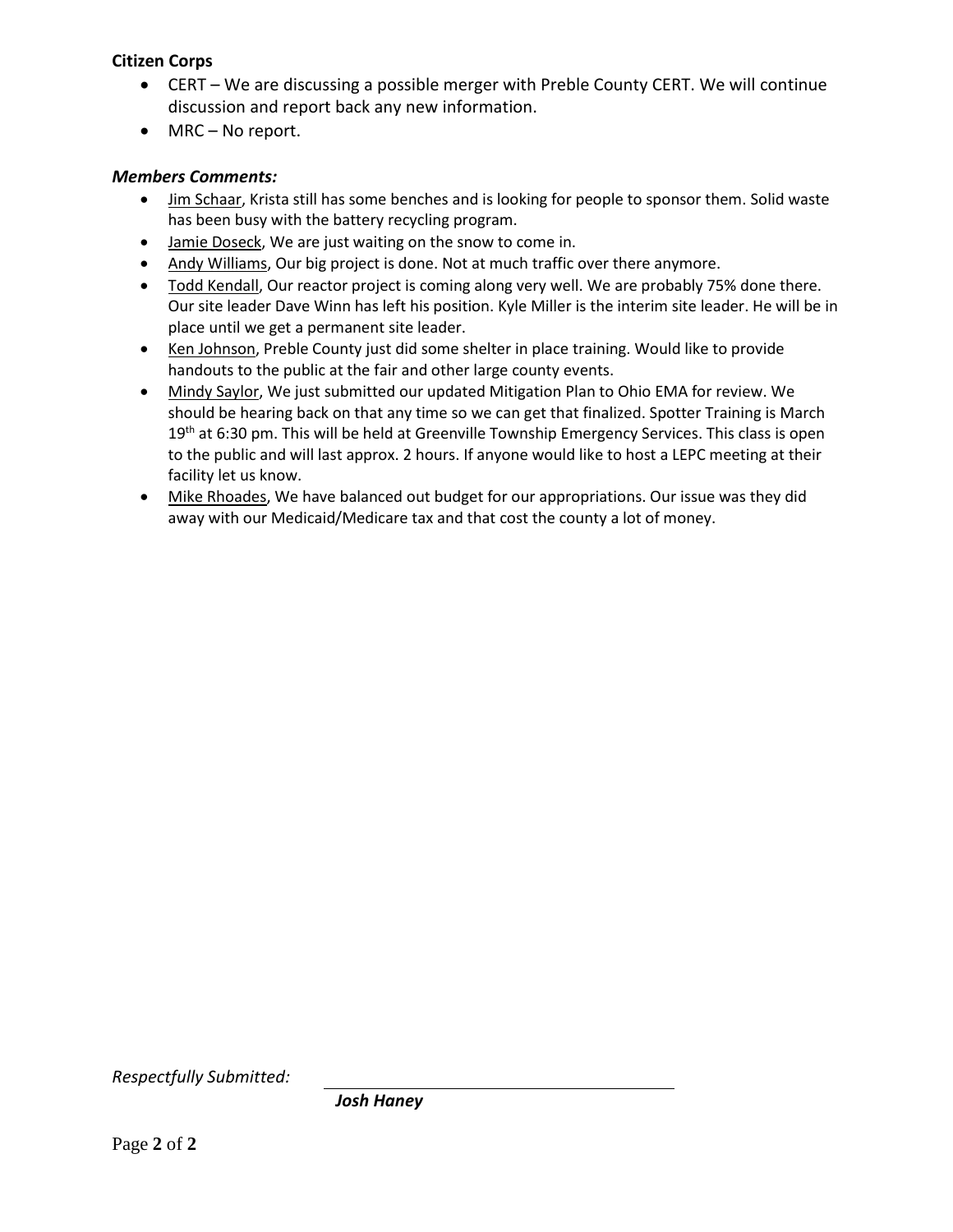**Citizen Corps**

- CERT – We are discussing a possible merger with Preble County CERT. We will continue discussion and report back any new information.
- MRC – No report.

***Members Comments:***

- Jim Schaar, Krista still has some benches and is looking for people to sponsor them. Solid waste has been busy with the battery recycling program.
- Jamie Doseck, We are just waiting on the snow to come in.
- Andy Williams, Our big project is done. Not at much traffic over there anymore.
- Todd Kendall, Our reactor project is coming along very well. We are probably 75% done there. Our site leader Dave Winn has left his position. Kyle Miller is the interim site leader. He will be in place until we get a permanent site leader.
- Ken Johnson, Preble County just did some shelter in place training. Would like to provide handouts to the public at the fair and other large county events.
- Mindy Saylor, We just submitted our updated Mitigation Plan to Ohio EMA for review. We should be hearing back on that any time so we can get that finalized. Spotter Training is March 19th at 6:30 pm. This will be held at Greenville Township Emergency Services. This class is open to the public and will last approx. 2 hours. If anyone would like to host a LEPC meeting at their facility let us know.
- Mike Rhoades, We have balanced out budget for our appropriations. Our issue was they did away with our Medicaid/Medicare tax and that cost the county a lot of money.

*Respectfully Submitted:* \_\_\_\_\_\_\_\_\_\_\_\_\_\_\_\_\_\_\_\_\_\_\_\_\_\_\_\_\_\_\_\_\_\_\_\_

***Josh Haney***